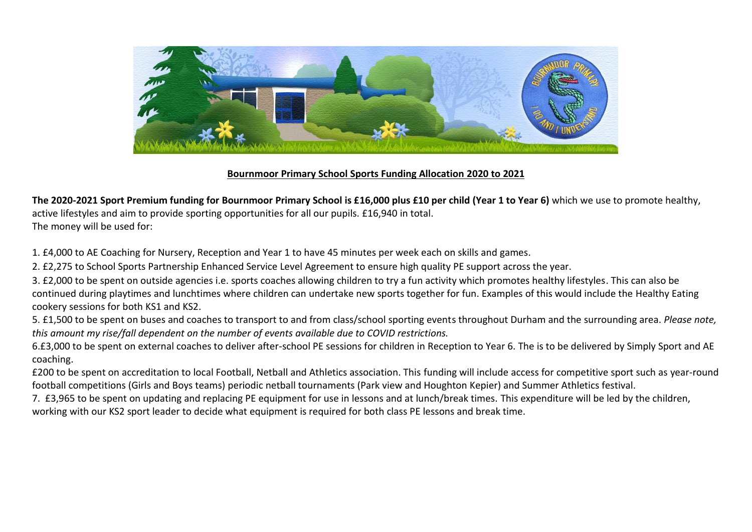**<u>Bournmoor Primary School Sports Funding Allocation 2020 to 2021</u>**

**The 2020-2021 Sport Premium funding for Bournmoor Primary School is £16,000 plus £10 per child (Year 1 to Year 6)** which we use to promote healthy, active lifestyles and aim to provide sporting opportunities for all our pupils. £16,940 in total.
The money will be used for:

1. £4,000 to AE Coaching for Nursery, Reception and Year 1 to have 45 minutes per week each on skills and games.

2. £2,275 to School Sports Partnership Enhanced Service Level Agreement to ensure high quality PE support across the year.

3. £2,000 to be spent on outside agencies i.e. sports coaches allowing children to try a fun activity which promotes healthy lifestyles. This can also be continued during playtimes and lunchtimes where children can undertake new sports together for fun. Examples of this would include the Healthy Eating cookery sessions for both KS1 and KS2.

5. £1,500 to be spent on buses and coaches to transport to and from class/school sporting events throughout Durham and the surrounding area. *Please note, this amount my rise/fall dependent on the number of events available due to COVID restrictions.*

6.£3,000 to be spent on external coaches to deliver after-school PE sessions for children in Reception to Year 6. The is to be delivered by Simply Sport and AE coaching.

£200 to be spent on accreditation to local Football, Netball and Athletics association. This funding will include access for competitive sport such as year-round football competitions (Girls and Boys teams) periodic netball tournaments (Park view and Houghton Kepier) and Summer Athletics festival.

7. £3,965 to be spent on updating and replacing PE equipment for use in lessons and at lunch/break times. This expenditure will be led by the children, working with our KS2 sport leader to decide what equipment is required for both class PE lessons and break time.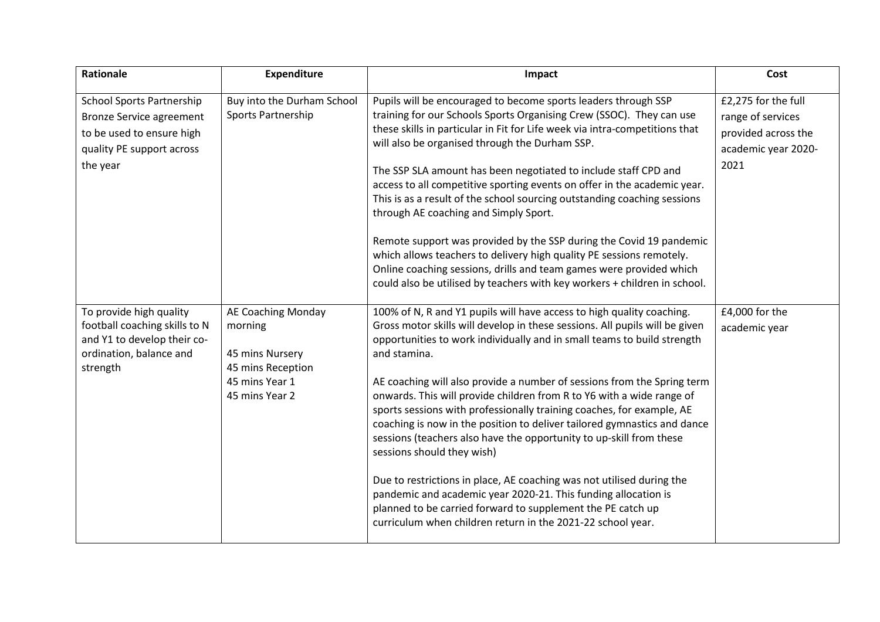| Rationale | Expenditure | Impact | Cost |
|---|---|---|---|
| School Sports Partnership Bronze Service agreement to be used to ensure high quality PE support across the year | Buy into the Durham School Sports Partnership | Pupils will be encouraged to become sports leaders through SSP training for our Schools Sports Organising Crew (SSOC). They can use these skills in particular in Fit for Life week via intra-competitions that will also be organised through the Durham SSP.<br><br>The SSP SLA amount has been negotiated to include staff CPD and access to all competitive sporting events on offer in the academic year. This is as a result of the school sourcing outstanding coaching sessions through AE coaching and Simply Sport.<br><br>Remote support was provided by the SSP during the Covid 19 pandemic which allows teachers to delivery high quality PE sessions remotely. Online coaching sessions, drills and team games were provided which could also be utilised by teachers with key workers + children in school. | £2,275 for the full range of services provided across the academic year 2020-2021 |
| To provide high quality football coaching skills to N and Y1 to develop their co-ordination, balance and strength | AE Coaching Monday morning<br><br>45 mins Nursery<br>45 mins Reception<br>45 mins Year 1<br>45 mins Year 2 | 100% of N, R and Y1 pupils will have access to high quality coaching. Gross motor skills will develop in these sessions. All pupils will be given opportunities to work individually and in small teams to build strength and stamina.<br><br>AE coaching will also provide a number of sessions from the Spring term onwards. This will provide children from R to Y6 with a wide range of sports sessions with professionally training coaches, for example, AE coaching is now in the position to deliver tailored gymnastics and dance sessions (teachers also have the opportunity to up-skill from these sessions should they wish)<br><br>Due to restrictions in place, AE coaching was not utilised during the pandemic and academic year 2020-21. This funding allocation is planned to be carried forward to supplement the PE catch up curriculum when children return in the 2021-22 school year. | £4,000 for the academic year |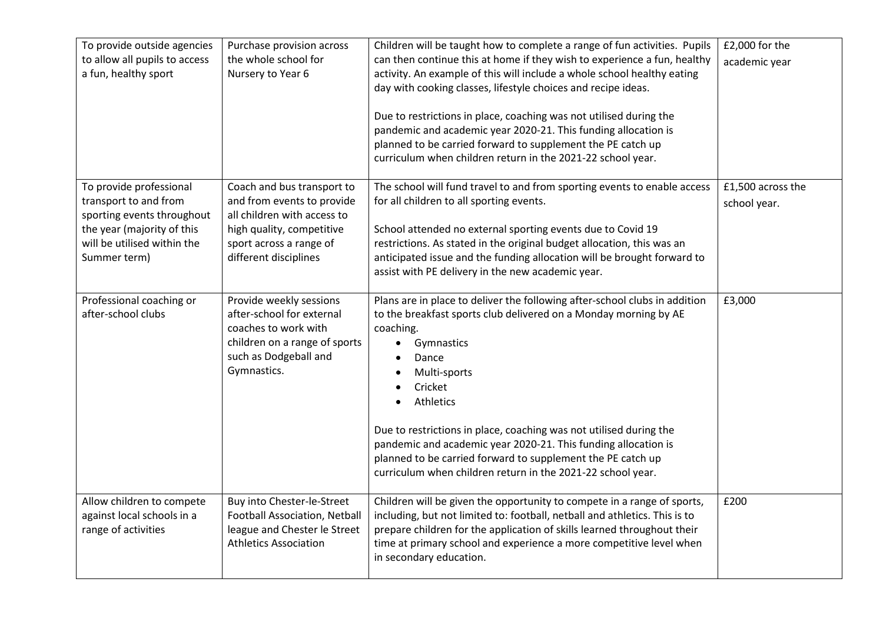| To provide outside agencies to allow all pupils to access a fun, healthy sport | Purchase provision across the whole school for Nursery to Year 6 | Children will be taught how to complete a range of fun activities. Pupils can then continue this at home if they wish to experience a fun, healthy activity. An example of this will include a whole school healthy eating day with cooking classes, lifestyle choices and recipe ideas.<br><br>Due to restrictions in place, coaching was not utilised during the pandemic and academic year 2020-21. This funding allocation is planned to be carried forward to supplement the PE catch up curriculum when children return in the 2021-22 school year. | £2,000 for the academic year |
|---|---|---|---|
| To provide professional transport to and from sporting events throughout the year (majority of this will be utilised within the Summer term) | Coach and bus transport to and from events to provide all children with access to high quality, competitive sport across a range of different disciplines | The school will fund travel to and from sporting events to enable access for all children to all sporting events.<br><br>School attended no external sporting events due to Covid 19 restrictions. As stated in the original budget allocation, this was an anticipated issue and the funding allocation will be brought forward to assist with PE delivery in the new academic year. | £1,500 across the school year. |
| Professional coaching or after-school clubs | Provide weekly sessions after-school for external coaches to work with children on a range of sports such as Dodgeball and Gymnastics. | Plans are in place to deliver the following after-school clubs in addition to the breakfast sports club delivered on a Monday morning by AE coaching.<br>• Gymnastics<br>• Dance<br>• Multi-sports<br>• Cricket<br>• Athletics<br><br>Due to restrictions in place, coaching was not utilised during the pandemic and academic year 2020-21. This funding allocation is planned to be carried forward to supplement the PE catch up curriculum when children return in the 2021-22 school year. | £3,000 |
| Allow children to compete against local schools in a range of activities | Buy into Chester-le-Street Football Association, Netball league and Chester le Street Athletics Association | Children will be given the opportunity to compete in a range of sports, including, but not limited to: football, netball and athletics. This is to prepare children for the application of skills learned throughout their time at primary school and experience a more competitive level when in secondary education. | £200 |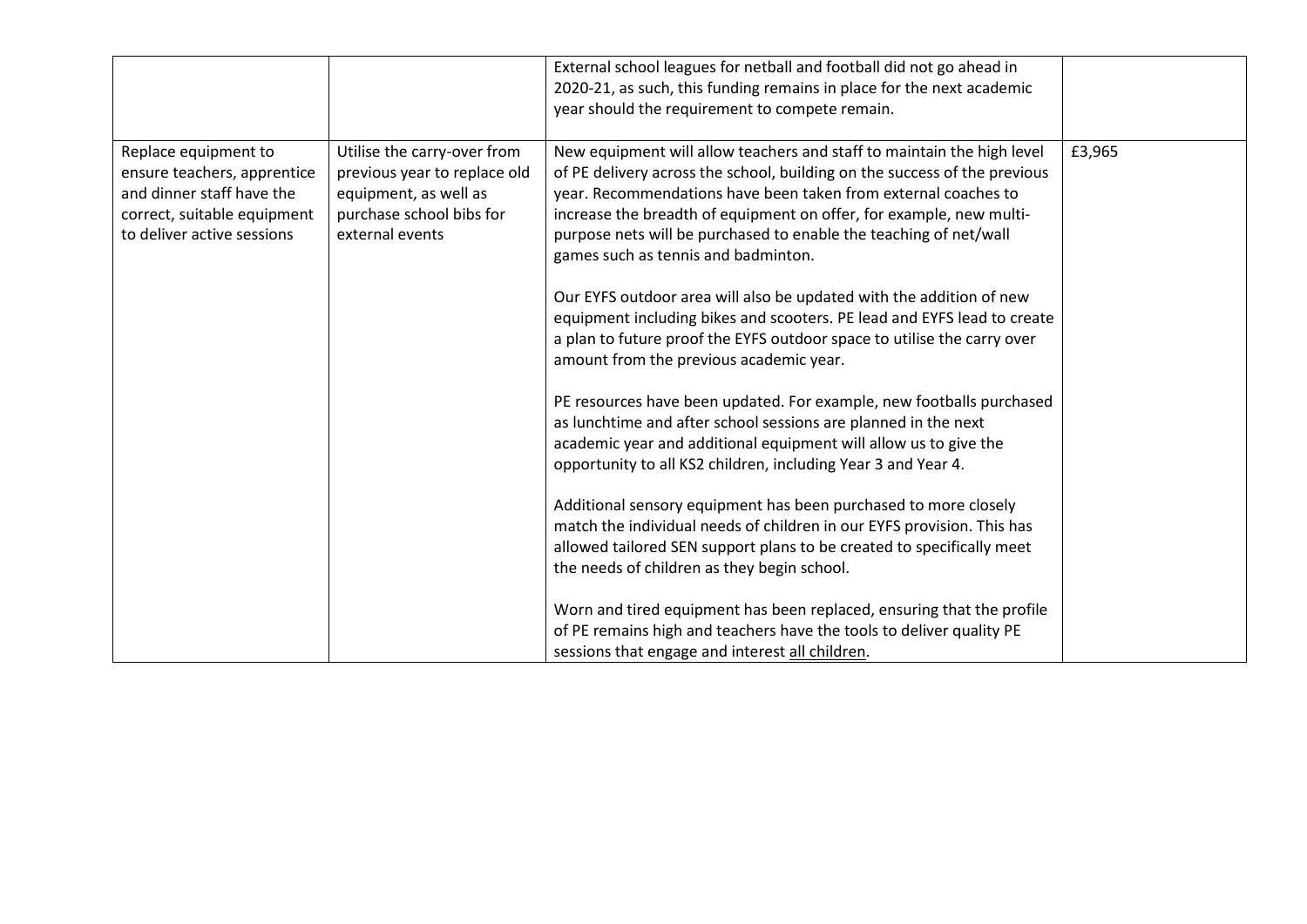| | | | |
|---|---|---|---|
| | | External school leagues for netball and football did not go ahead in 2020-21, as such, this funding remains in place for the next academic year should the requirement to compete remain. | |
| Replace equipment to ensure teachers, apprentice and dinner staff have the correct, suitable equipment to deliver active sessions | Utilise the carry-over from previous year to replace old equipment, as well as purchase school bibs for external events | New equipment will allow teachers and staff to maintain the high level of PE delivery across the school, building on the success of the previous year. Recommendations have been taken from external coaches to increase the breadth of equipment on offer, for example, new multi-purpose nets will be purchased to enable the teaching of net/wall games such as tennis and badminton.<br><br>Our EYFS outdoor area will also be updated with the addition of new equipment including bikes and scooters. PE lead and EYFS lead to create a plan to future proof the EYFS outdoor space to utilise the carry over amount from the previous academic year.<br><br>PE resources have been updated. For example, new footballs purchased as lunchtime and after school sessions are planned in the next academic year and additional equipment will allow us to give the opportunity to all KS2 children, including Year 3 and Year 4.<br><br>Additional sensory equipment has been purchased to more closely match the individual needs of children in our EYFS provision. This has allowed tailored SEN support plans to be created to specifically meet the needs of children as they begin school.<br><br>Worn and tired equipment has been replaced, ensuring that the profile of PE remains high and teachers have the tools to deliver quality PE sessions that engage and interest all children. | £3,965 |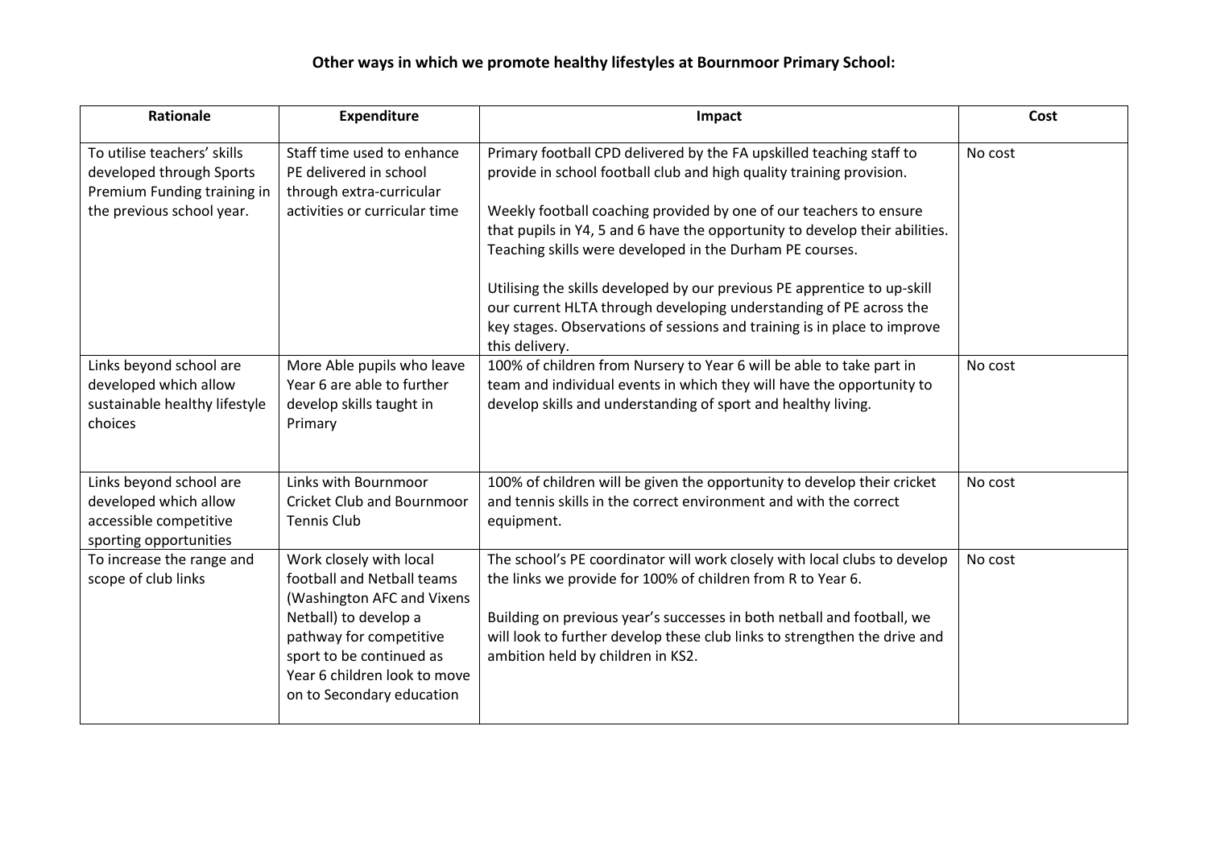**Other ways in which we promote healthy lifestyles at Bournmoor Primary School:**

| Rationale | Expenditure | Impact | Cost |
|---|---|---|---|
| To utilise teachers' skills developed through Sports Premium Funding training in the previous school year. | Staff time used to enhance PE delivered in school through extra-curricular activities or curricular time | Primary football CPD delivered by the FA upskilled teaching staff to provide in school football club and high quality training provision.<br><br>Weekly football coaching provided by one of our teachers to ensure that pupils in Y4, 5 and 6 have the opportunity to develop their abilities. Teaching skills were developed in the Durham PE courses.<br><br>Utilising the skills developed by our previous PE apprentice to up-skill our current HLTA through developing understanding of PE across the key stages. Observations of sessions and training is in place to improve this delivery. | No cost |
| Links beyond school are developed which allow sustainable healthy lifestyle choices | More Able pupils who leave Year 6 are able to further develop skills taught in Primary | 100% of children from Nursery to Year 6 will be able to take part in team and individual events in which they will have the opportunity to develop skills and understanding of sport and healthy living. | No cost |
| Links beyond school are developed which allow accessible competitive sporting opportunities | Links with Bournmoor Cricket Club and Bournmoor Tennis Club | 100% of children will be given the opportunity to develop their cricket and tennis skills in the correct environment and with the correct equipment. | No cost |
| To increase the range and scope of club links | Work closely with local football and Netball teams (Washington AFC and Vixens Netball) to develop a pathway for competitive sport to be continued as Year 6 children look to move on to Secondary education | The school's PE coordinator will work closely with local clubs to develop the links we provide for 100% of children from R to Year 6.<br><br>Building on previous year's successes in both netball and football, we will look to further develop these club links to strengthen the drive and ambition held by children in KS2. | No cost |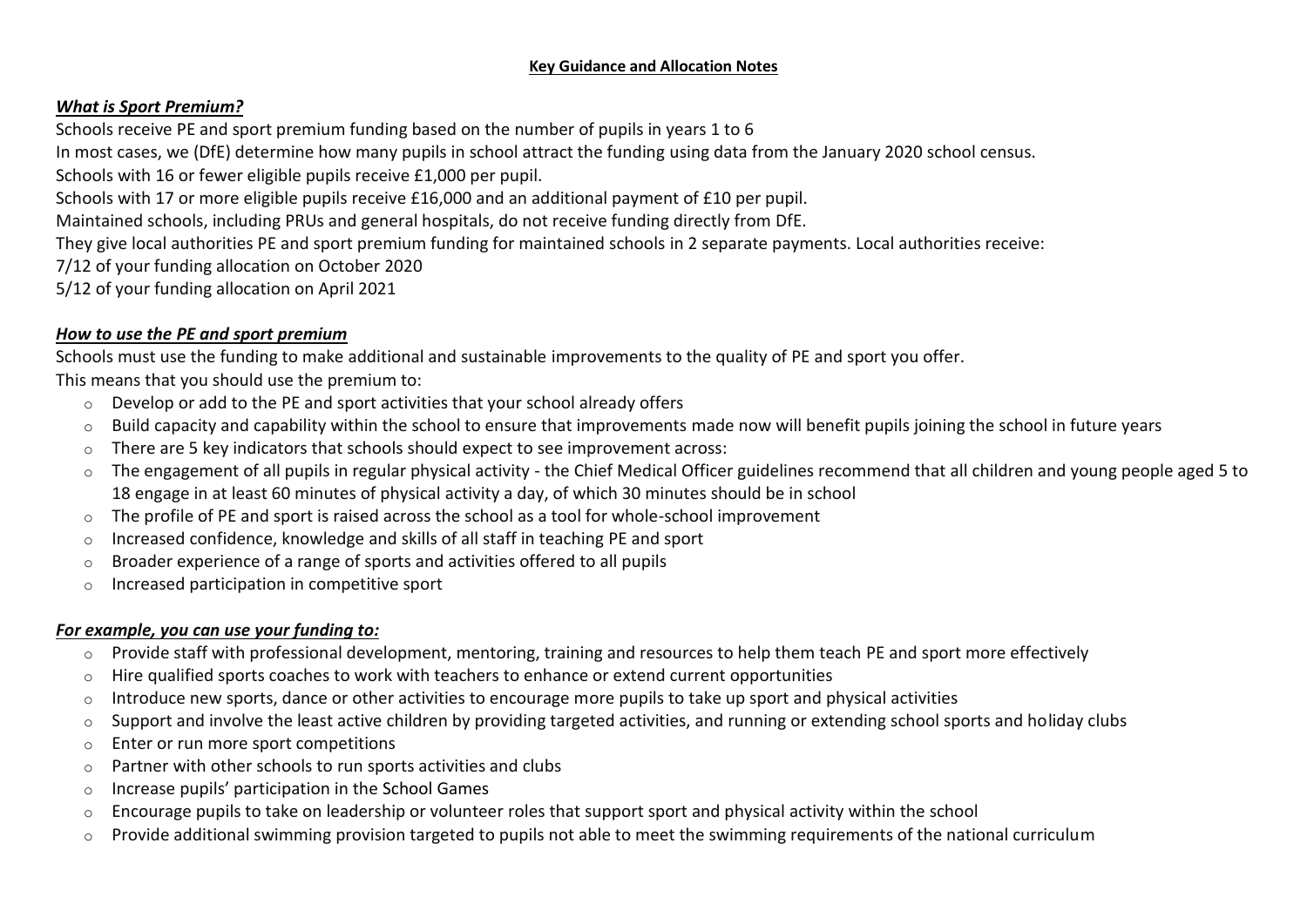**Key Guidance and Allocation Notes**

***What is Sport Premium?***

Schools receive PE and sport premium funding based on the number of pupils in years 1 to 6

In most cases, we (DfE) determine how many pupils in school attract the funding using data from the January 2020 school census.

Schools with 16 or fewer eligible pupils receive £1,000 per pupil.

Schools with 17 or more eligible pupils receive £16,000 and an additional payment of £10 per pupil.

Maintained schools, including PRUs and general hospitals, do not receive funding directly from DfE.

They give local authorities PE and sport premium funding for maintained schools in 2 separate payments. Local authorities receive:

7/12 of your funding allocation on October 2020

5/12 of your funding allocation on April 2021

***How to use the PE and sport premium***

Schools must use the funding to make additional and sustainable improvements to the quality of PE and sport you offer.

This means that you should use the premium to:

- Develop or add to the PE and sport activities that your school already offers
- Build capacity and capability within the school to ensure that improvements made now will benefit pupils joining the school in future years
- There are 5 key indicators that schools should expect to see improvement across:
- The engagement of all pupils in regular physical activity - the Chief Medical Officer guidelines recommend that all children and young people aged 5 to 18 engage in at least 60 minutes of physical activity a day, of which 30 minutes should be in school
- The profile of PE and sport is raised across the school as a tool for whole-school improvement
- Increased confidence, knowledge and skills of all staff in teaching PE and sport
- Broader experience of a range of sports and activities offered to all pupils
- Increased participation in competitive sport

***For example, you can use your funding to:***

- Provide staff with professional development, mentoring, training and resources to help them teach PE and sport more effectively
- Hire qualified sports coaches to work with teachers to enhance or extend current opportunities
- Introduce new sports, dance or other activities to encourage more pupils to take up sport and physical activities
- Support and involve the least active children by providing targeted activities, and running or extending school sports and holiday clubs
- Enter or run more sport competitions
- Partner with other schools to run sports activities and clubs
- Increase pupils' participation in the School Games
- Encourage pupils to take on leadership or volunteer roles that support sport and physical activity within the school
- Provide additional swimming provision targeted to pupils not able to meet the swimming requirements of the national curriculum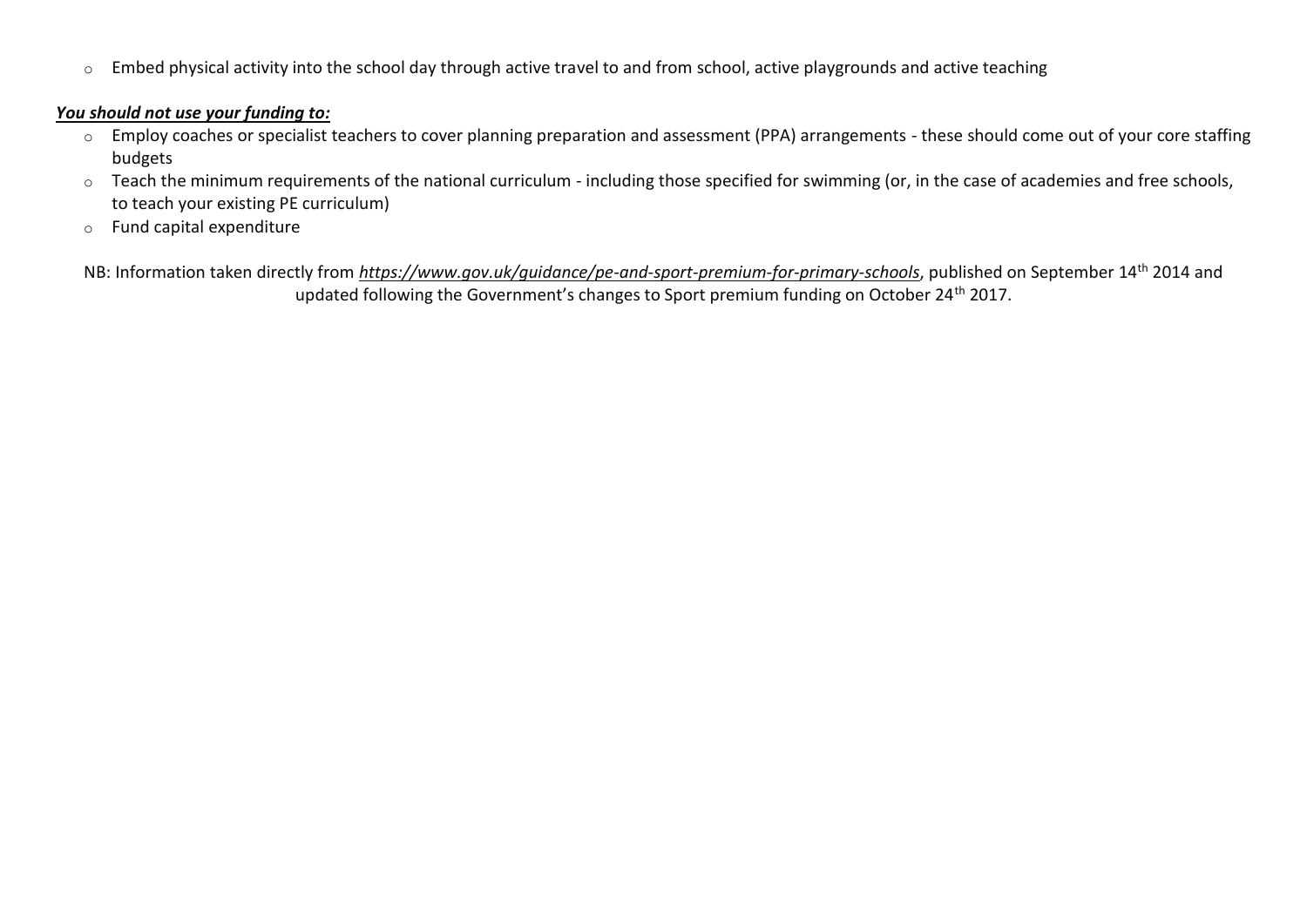- Embed physical activity into the school day through active travel to and from school, active playgrounds and active teaching

***You should not use your funding to:***

- Employ coaches or specialist teachers to cover planning preparation and assessment (PPA) arrangements - these should come out of your core staffing budgets
- Teach the minimum requirements of the national curriculum - including those specified for swimming (or, in the case of academies and free schools, to teach your existing PE curriculum)
- Fund capital expenditure

NB: Information taken directly from *https://www.gov.uk/guidance/pe-and-sport-premium-for-primary-schools*, published on September 14th 2014 and updated following the Government's changes to Sport premium funding on October 24th 2017.